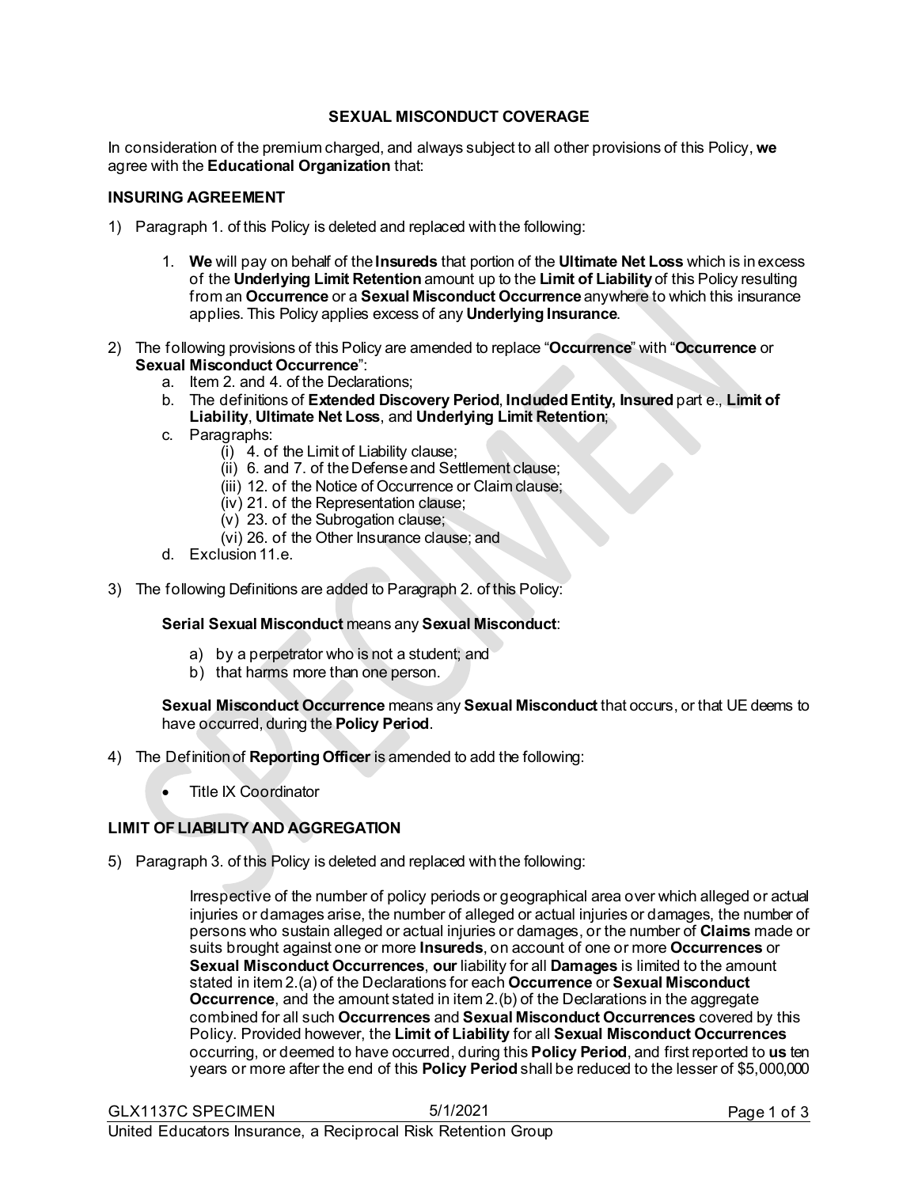## SEXUAL MISCONDUCT COVERAGE

In consideration of the premium charged, and always subject to all other provisions of this Policy, **we** agree with the **Educational Organization** that:

### INSURING AGREEMENT

1) Paragraph 1. of this Policy is deleted and replaced with the following:

   1. **We** will pay on behalf of the **Insureds** that portion of the **Ultimate Net Loss** which is in excess of the **Underlying Limit Retention** amount up to the **Limit of Liability** of this Policy resulting from an **Occurrence** or a **Sexual Misconduct Occurrence** anywhere to which this insurance applies. This Policy applies excess of any **Underlying Insurance**.

2) The following provisions of this Policy are amended to replace "**Occurrence**" with "**Occurrence** or **Sexual Misconduct Occurrence**":
   a. Item 2. and 4. of the Declarations;
   b. The definitions of **Extended Discovery Period**, **Included Entity, Insured** part e., **Limit of Liability**, **Ultimate Net Loss**, and **Underlying Limit Retention**;
   c. Paragraphs:
      (i) 4. of the Limit of Liability clause;
      (ii) 6. and 7. of the Defense and Settlement clause;
      (iii) 12. of the Notice of Occurrence or Claim clause;
      (iv) 21. of the Representation clause;
      (v) 23. of the Subrogation clause;
      (vi) 26. of the Other Insurance clause; and
   d. Exclusion 11.e.

3) The following Definitions are added to Paragraph 2. of this Policy:

   **Serial Sexual Misconduct** means any **Sexual Misconduct**:

   a) by a perpetrator who is not a student; and
   b) that harms more than one person.

   **Sexual Misconduct Occurrence** means any **Sexual Misconduct** that occurs, or that UE deems to have occurred, during the **Policy Period**.

4) The Definition of **Reporting Officer** is amended to add the following:

   - Title IX Coordinator

### LIMIT OF LIABILITY AND AGGREGATION

5) Paragraph 3. of this Policy is deleted and replaced with the following:

   Irrespective of the number of policy periods or geographical area over which alleged or actual injuries or damages arise, the number of alleged or actual injuries or damages, the number of persons who sustain alleged or actual injuries or damages, or the number of **Claims** made or suits brought against one or more **Insureds**, on account of one or more **Occurrences** or **Sexual Misconduct Occurrences**, **our** liability for all **Damages** is limited to the amount stated in item 2.(a) of the Declarations for each **Occurrence** or **Sexual Misconduct Occurrence**, and the amount stated in item 2.(b) of the Declarations in the aggregate combined for all such **Occurrences** and **Sexual Misconduct Occurrences** covered by this Policy. Provided however, the **Limit of Liability** for all **Sexual Misconduct Occurrences** occurring, or deemed to have occurred, during this **Policy Period**, and first reported to **us** ten years or more after the end of this **Policy Period** shall be reduced to the lesser of $5,000,000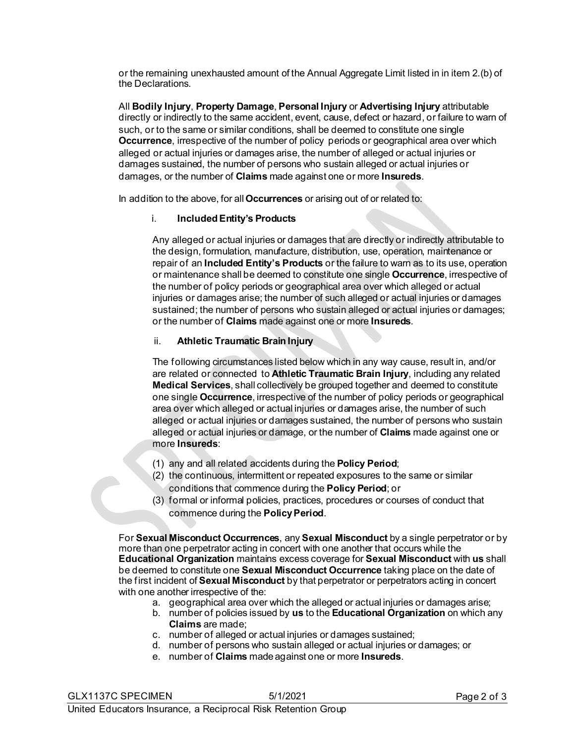or the remaining unexhausted amount of the Annual Aggregate Limit listed in in item 2.(b) of the Declarations.

All **Bodily Injury**, **Property Damage**, **Personal Injury** or **Advertising Injury** attributable directly or indirectly to the same accident, event, cause, defect or hazard, or failure to warn of such, or to the same or similar conditions, shall be deemed to constitute one single **Occurrence**, irrespective of the number of policy periods or geographical area over which alleged or actual injuries or damages arise, the number of alleged or actual injuries or damages sustained, the number of persons who sustain alleged or actual injuries or damages, or the number of **Claims** made against one or more **Insureds**.

In addition to the above, for all **Occurrences** or arising out of or related to:

i. **Included Entity's Products**

Any alleged or actual injuries or damages that are directly or indirectly attributable to the design, formulation, manufacture, distribution, use, operation, maintenance or repair of an **Included Entity's Products** or the failure to warn as to its use, operation or maintenance shall be deemed to constitute one single **Occurrence**, irrespective of the number of policy periods or geographical area over which alleged or actual injuries or damages arise; the number of such alleged or actual injuries or damages sustained; the number of persons who sustain alleged or actual injuries or damages; or the number of **Claims** made against one or more **Insureds**.

ii. **Athletic Traumatic Brain Injury**

The following circumstances listed below which in any way cause, result in, and/or are related or connected to **Athletic Traumatic Brain Injury**, including any related **Medical Services**, shall collectively be grouped together and deemed to constitute one single **Occurrence**, irrespective of the number of policy periods or geographical area over which alleged or actual injuries or damages arise, the number of such alleged or actual injuries or damages sustained, the number of persons who sustain alleged or actual injuries or damage, or the number of **Claims** made against one or more **Insureds**:

(1) any and all related accidents during the **Policy Period**;
(2) the continuous, intermittent or repeated exposures to the same or similar conditions that commence during the **Policy Period**; or
(3) formal or informal policies, practices, procedures or courses of conduct that commence during the **Policy Period**.

For **Sexual Misconduct Occurrences**, any **Sexual Misconduct** by a single perpetrator or by more than one perpetrator acting in concert with one another that occurs while the **Educational Organization** maintains excess coverage for **Sexual Misconduct** with **us** shall be deemed to constitute one **Sexual Misconduct Occurrence** taking place on the date of the first incident of **Sexual Misconduct** by that perpetrator or perpetrators acting in concert with one another irrespective of the:

a. geographical area over which the alleged or actual injuries or damages arise;
b. number of policies issued by **us** to the **Educational Organization** on which any **Claims** are made;
c. number of alleged or actual injuries or damages sustained;
d. number of persons who sustain alleged or actual injuries or damages; or
e. number of **Claims** made against one or more **Insureds**.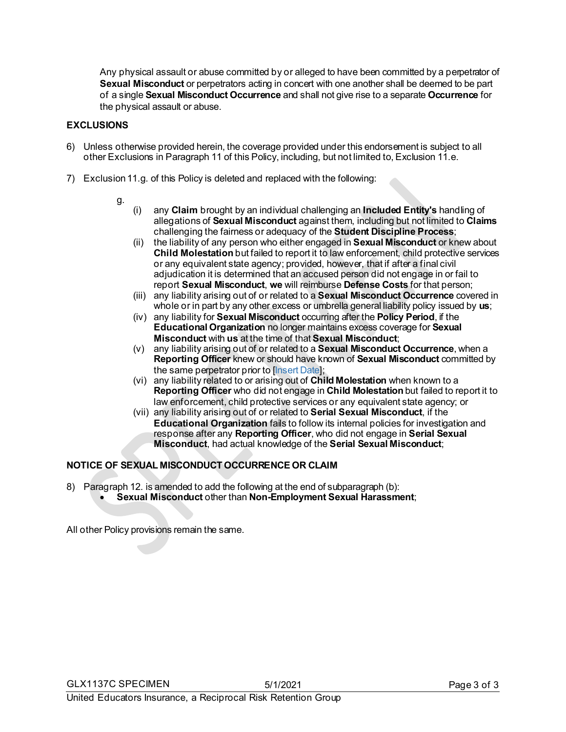Any physical assault or abuse committed by or alleged to have been committed by a perpetrator of **Sexual Misconduct** or perpetrators acting in concert with one another shall be deemed to be part of a single **Sexual Misconduct Occurrence** and shall not give rise to a separate **Occurrence** for the physical assault or abuse.

## EXCLUSIONS

6) Unless otherwise provided herein, the coverage provided under this endorsement is subject to all other Exclusions in Paragraph 11 of this Policy, including, but not limited to, Exclusion 11.e.

7) Exclusion 11.g. of this Policy is deleted and replaced with the following:

   g.
   (i) any **Claim** brought by an individual challenging an **Included Entity's** handling of allegations of **Sexual Misconduct** against them, including but not limited to **Claims** challenging the fairness or adequacy of the **Student Discipline Process**;
   (ii) the liability of any person who either engaged in **Sexual Misconduct** or knew about **Child Molestation** but failed to report it to law enforcement, child protective services or any equivalent state agency; provided, however, that if after a final civil adjudication it is determined that an accused person did not engage in or fail to report **Sexual Misconduct**, **we** will reimburse **Defense Costs** for that person;
   (iii) any liability arising out of or related to a **Sexual Misconduct Occurrence** covered in whole or in part by any other excess or umbrella general liability policy issued by **us**;
   (iv) any liability for **Sexual Misconduct** occurring after the **Policy Period**, if the **Educational Organization** no longer maintains excess coverage for **Sexual Misconduct** with **us** at the time of that **Sexual Misconduct**;
   (v) any liability arising out of or related to a **Sexual Misconduct Occurrence**, when a **Reporting Officer** knew or should have known of **Sexual Misconduct** committed by the same perpetrator prior to [Insert Date];
   (vi) any liability related to or arising out of **Child Molestation** when known to a **Reporting Officer** who did not engage in **Child Molestation** but failed to report it to law enforcement, child protective services or any equivalent state agency; or
   (vii) any liability arising out of or related to **Serial Sexual Misconduct**, if the **Educational Organization** fails to follow its internal policies for investigation and response after any **Reporting Officer**, who did not engage in **Serial Sexual Misconduct**, had actual knowledge of the **Serial Sexual Misconduct**;

## NOTICE OF SEXUAL MISCONDUCT OCCURRENCE OR CLAIM

8) Paragraph 12. is amended to add the following at the end of subparagraph (b):
   - **Sexual Misconduct** other than **Non-Employment Sexual Harassment**;

All other Policy provisions remain the same.

GLX1137C SPECIMEN 5/1/2021

United Educators Insurance, a Reciprocal Risk Retention Group